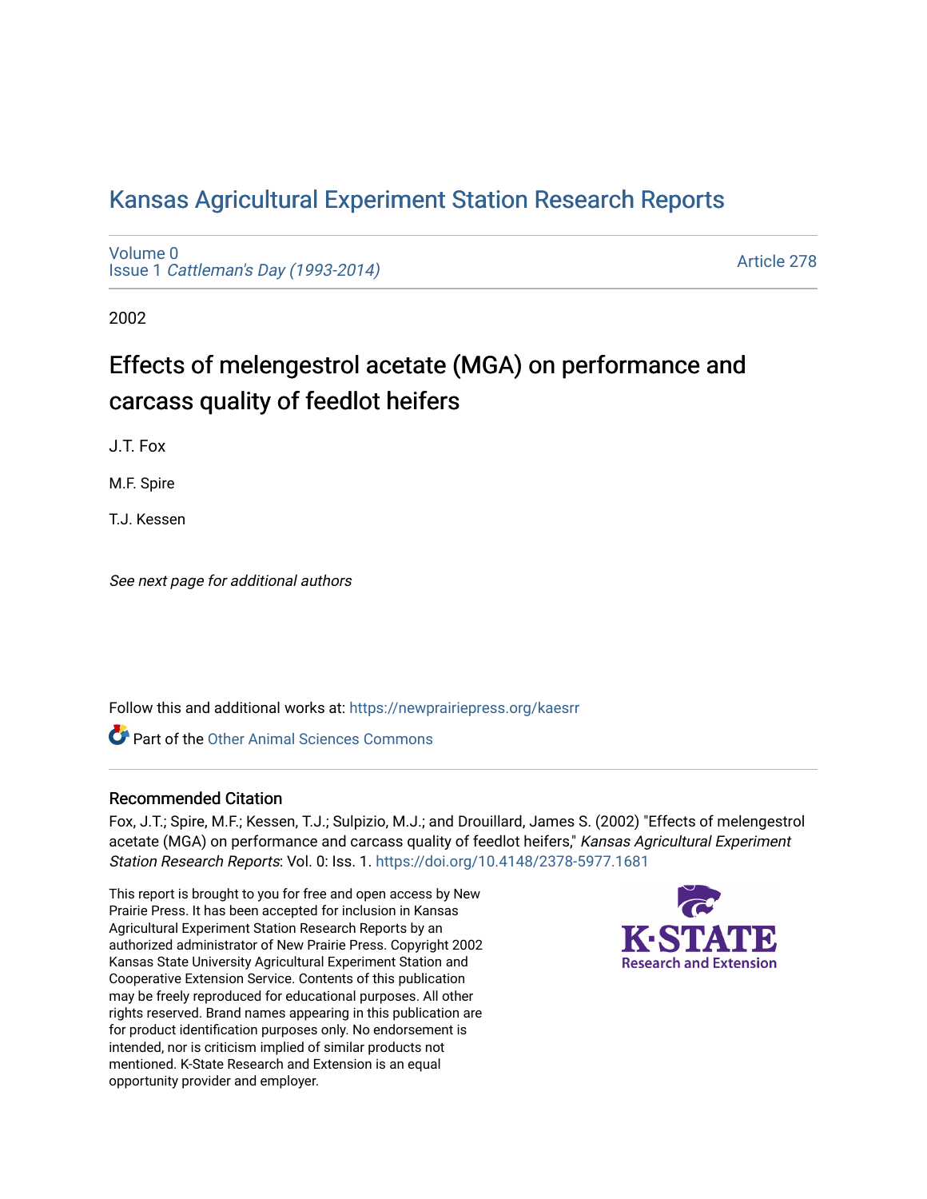# Kansas Agricultural Experiment Station Research Reports

Volume 0
Issue 1 *Cattleman's Day (1993-2014)*

Article 278

2002

## Effects of melengestrol acetate (MGA) on performance and carcass quality of feedlot heifers

J.T. Fox

M.F. Spire

T.J. Kessen

*See next page for additional authors*

Follow this and additional works at: https://newprairiepress.org/kaesrr

Part of the Other Animal Sciences Commons

### Recommended Citation

Fox, J.T.; Spire, M.F.; Kessen, T.J.; Sulpizio, M.J.; and Drouillard, James S. (2002) "Effects of melengestrol acetate (MGA) on performance and carcass quality of feedlot heifers," *Kansas Agricultural Experiment Station Research Reports*: Vol. 0: Iss. 1. https://doi.org/10.4148/2378-5977.1681

This report is brought to you for free and open access by New Prairie Press. It has been accepted for inclusion in Kansas Agricultural Experiment Station Research Reports by an authorized administrator of New Prairie Press. Copyright 2002 Kansas State University Agricultural Experiment Station and Cooperative Extension Service. Contents of this publication may be freely reproduced for educational purposes. All other rights reserved. Brand names appearing in this publication are for product identification purposes only. No endorsement is intended, nor is criticism implied of similar products not mentioned. K-State Research and Extension is an equal opportunity provider and employer.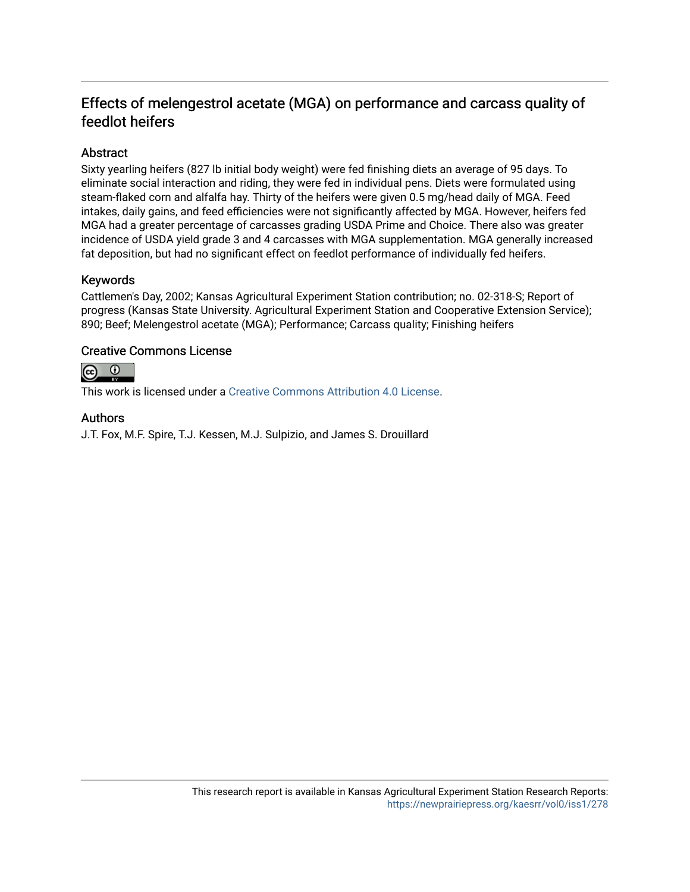# Effects of melengestrol acetate (MGA) on performance and carcass quality of feedlot heifers

## Abstract

Sixty yearling heifers (827 lb initial body weight) were fed finishing diets an average of 95 days. To eliminate social interaction and riding, they were fed in individual pens. Diets were formulated using steam-flaked corn and alfalfa hay. Thirty of the heifers were given 0.5 mg/head daily of MGA. Feed intakes, daily gains, and feed efficiencies were not significantly affected by MGA. However, heifers fed MGA had a greater percentage of carcasses grading USDA Prime and Choice. There also was greater incidence of USDA yield grade 3 and 4 carcasses with MGA supplementation. MGA generally increased fat deposition, but had no significant effect on feedlot performance of individually fed heifers.

## Keywords

Cattlemen's Day, 2002; Kansas Agricultural Experiment Station contribution; no. 02-318-S; Report of progress (Kansas State University. Agricultural Experiment Station and Cooperative Extension Service); 890; Beef; Melengestrol acetate (MGA); Performance; Carcass quality; Finishing heifers

## Creative Commons License

This work is licensed under a Creative Commons Attribution 4.0 License.

## Authors

J.T. Fox, M.F. Spire, T.J. Kessen, M.J. Sulpizio, and James S. Drouillard

This research report is available in Kansas Agricultural Experiment Station Research Reports: https://newprairiepress.org/kaesrr/vol0/iss1/278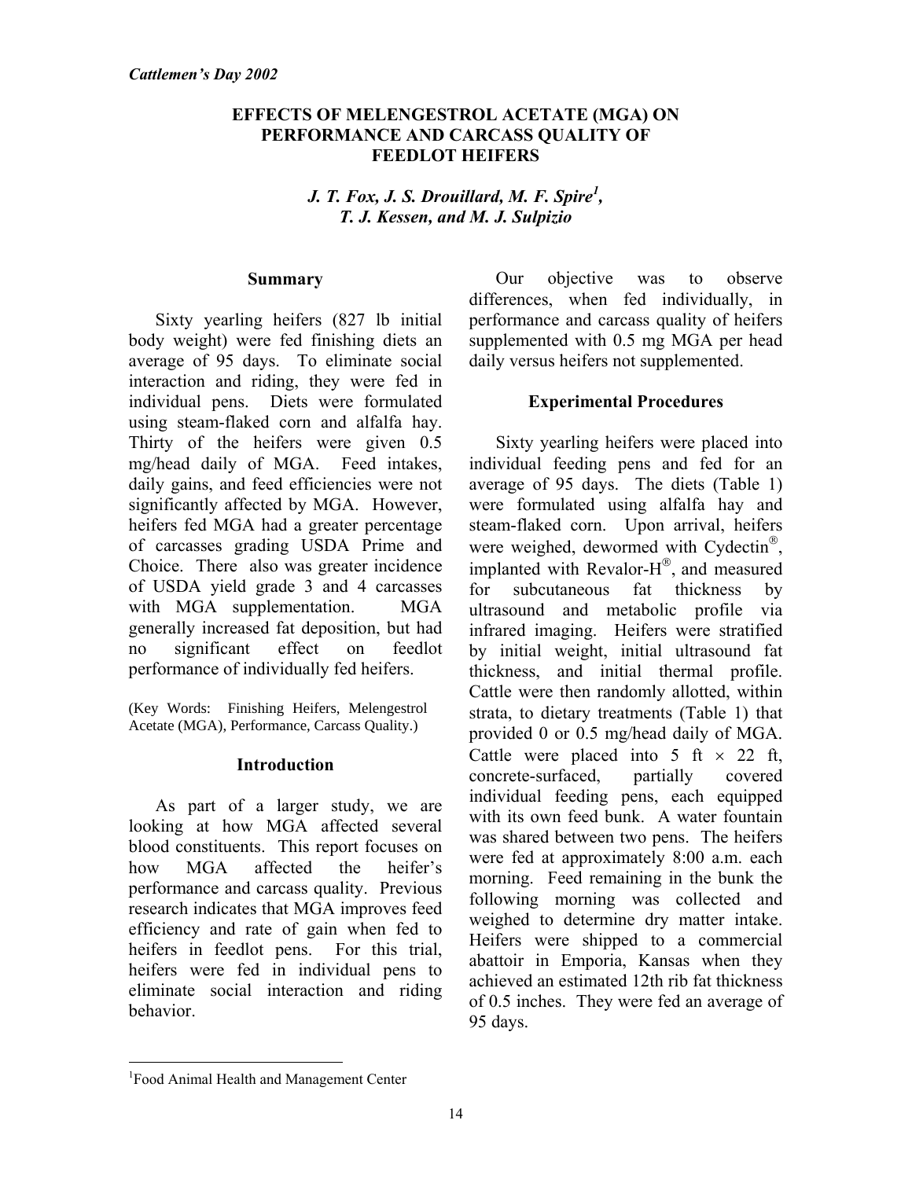*Cattlemen's Day 2002*

# EFFECTS OF MELENGESTROL ACETATE (MGA) ON PERFORMANCE AND CARCASS QUALITY OF FEEDLOT HEIFERS

*J. T. Fox, J. S. Drouillard, M. F. Spire[1], T. J. Kessen, and M. J. Sulpizio*

## Summary

Sixty yearling heifers (827 lb initial body weight) were fed finishing diets an average of 95 days. To eliminate social interaction and riding, they were fed in individual pens. Diets were formulated using steam-flaked corn and alfalfa hay. Thirty of the heifers were given 0.5 mg/head daily of MGA. Feed intakes, daily gains, and feed efficiencies were not significantly affected by MGA. However, heifers fed MGA had a greater percentage of carcasses grading USDA Prime and Choice. There also was greater incidence of USDA yield grade 3 and 4 carcasses with MGA supplementation. MGA generally increased fat deposition, but had no significant effect on feedlot performance of individually fed heifers.

(Key Words: Finishing Heifers, Melengestrol Acetate (MGA), Performance, Carcass Quality.)

## Introduction

As part of a larger study, we are looking at how MGA affected several blood constituents. This report focuses on how MGA affected the heifer's performance and carcass quality. Previous research indicates that MGA improves feed efficiency and rate of gain when fed to heifers in feedlot pens. For this trial, heifers were fed in individual pens to eliminate social interaction and riding behavior.

Our objective was to observe differences, when fed individually, in performance and carcass quality of heifers supplemented with 0.5 mg MGA per head daily versus heifers not supplemented.

## Experimental Procedures

Sixty yearling heifers were placed into individual feeding pens and fed for an average of 95 days. The diets (Table 1) were formulated using alfalfa hay and steam-flaked corn. Upon arrival, heifers were weighed, dewormed with Cydectin®, implanted with Revalor-H®, and measured for subcutaneous fat thickness by ultrasound and metabolic profile via infrared imaging. Heifers were stratified by initial weight, initial ultrasound fat thickness, and initial thermal profile. Cattle were then randomly allotted, within strata, to dietary treatments (Table 1) that provided 0 or 0.5 mg/head daily of MGA. Cattle were placed into 5 ft $\times$ 22 ft, concrete-surfaced, partially covered individual feeding pens, each equipped with its own feed bunk. A water fountain was shared between two pens. The heifers were fed at approximately 8:00 a.m. each morning. Feed remaining in the bunk the following morning was collected and weighed to determine dry matter intake. Heifers were shipped to a commercial abattoir in Emporia, Kansas when they achieved an estimated 12th rib fat thickness of 0.5 inches. They were fed an average of 95 days.

[1]Food Animal Health and Management Center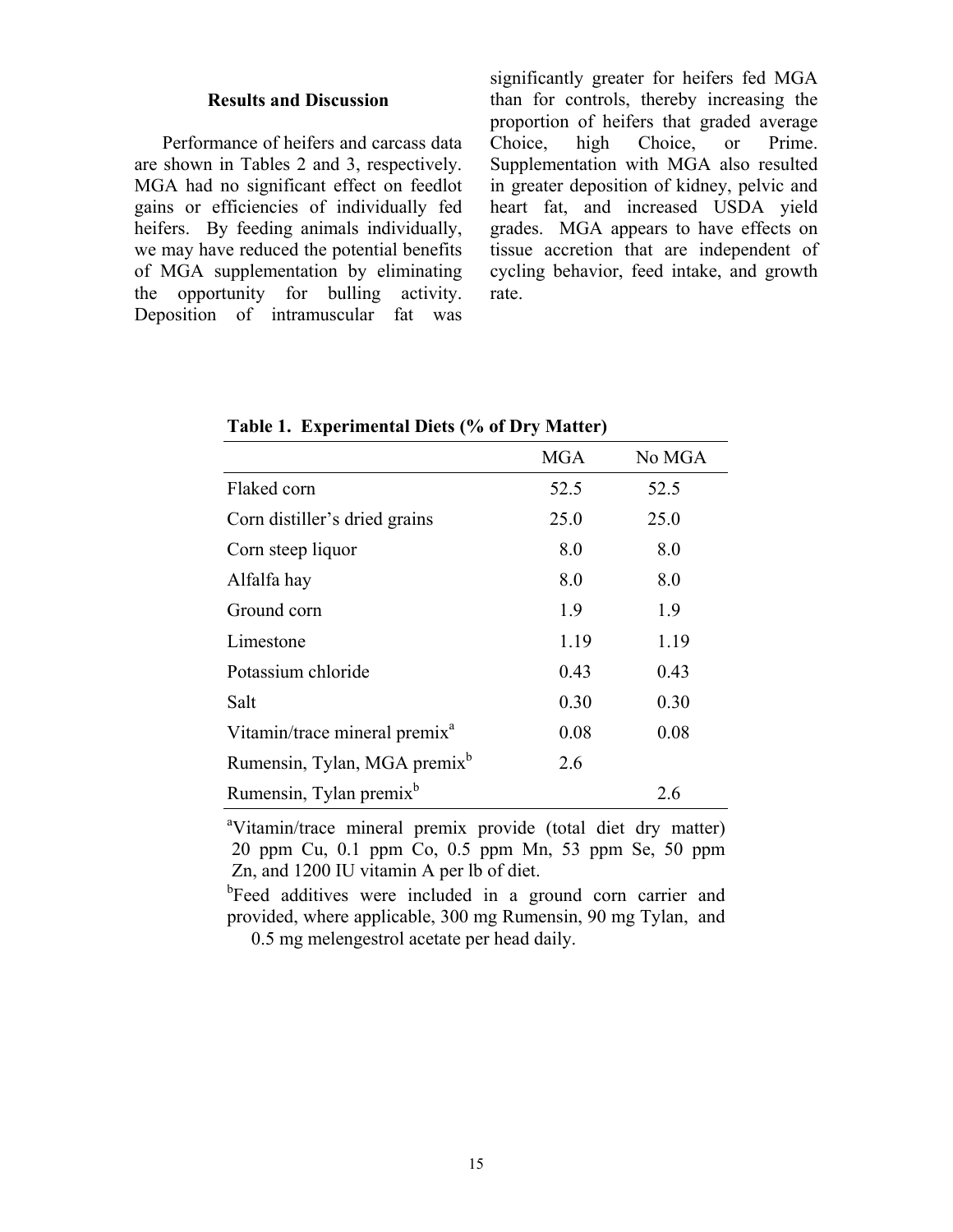## Results and Discussion

Performance of heifers and carcass data are shown in Tables 2 and 3, respectively. MGA had no significant effect on feedlot gains or efficiencies of individually fed heifers. By feeding animals individually, we may have reduced the potential benefits of MGA supplementation by eliminating the opportunity for bulling activity. Deposition of intramuscular fat was significantly greater for heifers fed MGA than for controls, thereby increasing the proportion of heifers that graded average Choice, high Choice, or Prime. Supplementation with MGA also resulted in greater deposition of kidney, pelvic and heart fat, and increased USDA yield grades. MGA appears to have effects on tissue accretion that are independent of cycling behavior, feed intake, and growth rate.

**Table 1. Experimental Diets (% of Dry Matter)**

| | MGA | No MGA |
|---|---|---|
| Flaked corn | 52.5 | 52.5 |
| Corn distiller's dried grains | 25.0 | 25.0 |
| Corn steep liquor | 8.0 | 8.0 |
| Alfalfa hay | 8.0 | 8.0 |
| Ground corn | 1.9 | 1.9 |
| Limestone | 1.19 | 1.19 |
| Potassium chloride | 0.43 | 0.43 |
| Salt | 0.30 | 0.30 |
| Vitamin/trace mineral premix[a] | 0.08 | 0.08 |
| Rumensin, Tylan, MGA premix[b] | 2.6 | |
| Rumensin, Tylan premix[b] | | 2.6 |

[a]Vitamin/trace mineral premix provide (total diet dry matter) 20 ppm Cu, 0.1 ppm Co, 0.5 ppm Mn, 53 ppm Se, 50 ppm Zn, and 1200 IU vitamin A per lb of diet.

[b]Feed additives were included in a ground corn carrier and provided, where applicable, 300 mg Rumensin, 90 mg Tylan, and 0.5 mg melengestrol acetate per head daily.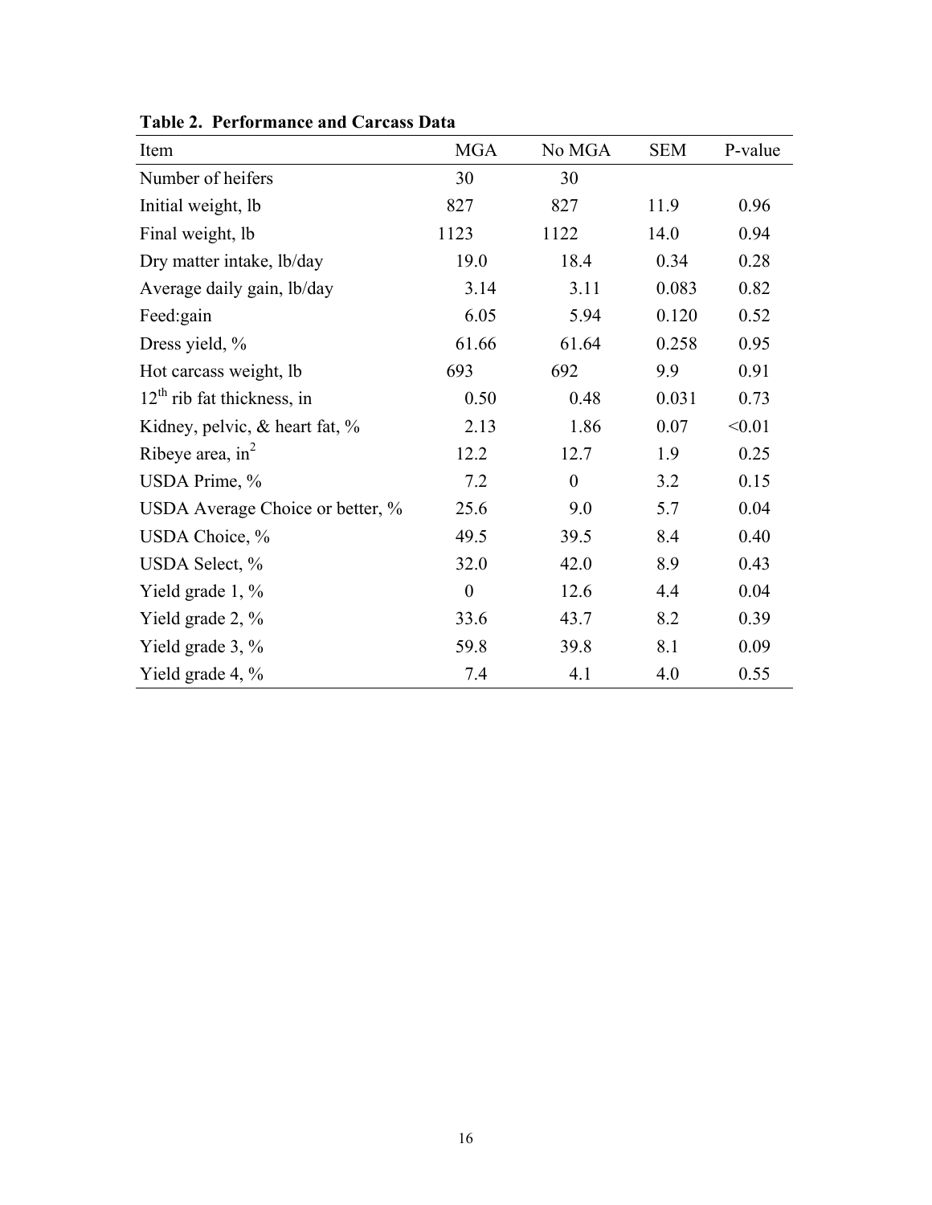**Table 2. Performance and Carcass Data**

| Item | MGA | No MGA | SEM | P-value |
|---|---|---|---|---|
| Number of heifers | 30 | 30 | | |
| Initial weight, lb | 827 | 827 | 11.9 | 0.96 |
| Final weight, lb | 1123 | 1122 | 14.0 | 0.94 |
| Dry matter intake, lb/day | 19.0 | 18.4 | 0.34 | 0.28 |
| Average daily gain, lb/day | 3.14 | 3.11 | 0.083 | 0.82 |
| Feed:gain | 6.05 | 5.94 | 0.120 | 0.52 |
| Dress yield, % | 61.66 | 61.64 | 0.258 | 0.95 |
| Hot carcass weight, lb | 693 | 692 | 9.9 | 0.91 |
| 12th rib fat thickness, in | 0.50 | 0.48 | 0.031 | 0.73 |
| Kidney, pelvic, & heart fat, % | 2.13 | 1.86 | 0.07 | <0.01 |
| Ribeye area, in$^2$ | 12.2 | 12.7 | 1.9 | 0.25 |
| USDA Prime, % | 7.2 | 0 | 3.2 | 0.15 |
| USDA Average Choice or better, % | 25.6 | 9.0 | 5.7 | 0.04 |
| USDA Choice, % | 49.5 | 39.5 | 8.4 | 0.40 |
| USDA Select, % | 32.0 | 42.0 | 8.9 | 0.43 |
| Yield grade 1, % | 0 | 12.6 | 4.4 | 0.04 |
| Yield grade 2, % | 33.6 | 43.7 | 8.2 | 0.39 |
| Yield grade 3, % | 59.8 | 39.8 | 8.1 | 0.09 |
| Yield grade 4, % | 7.4 | 4.1 | 4.0 | 0.55 |